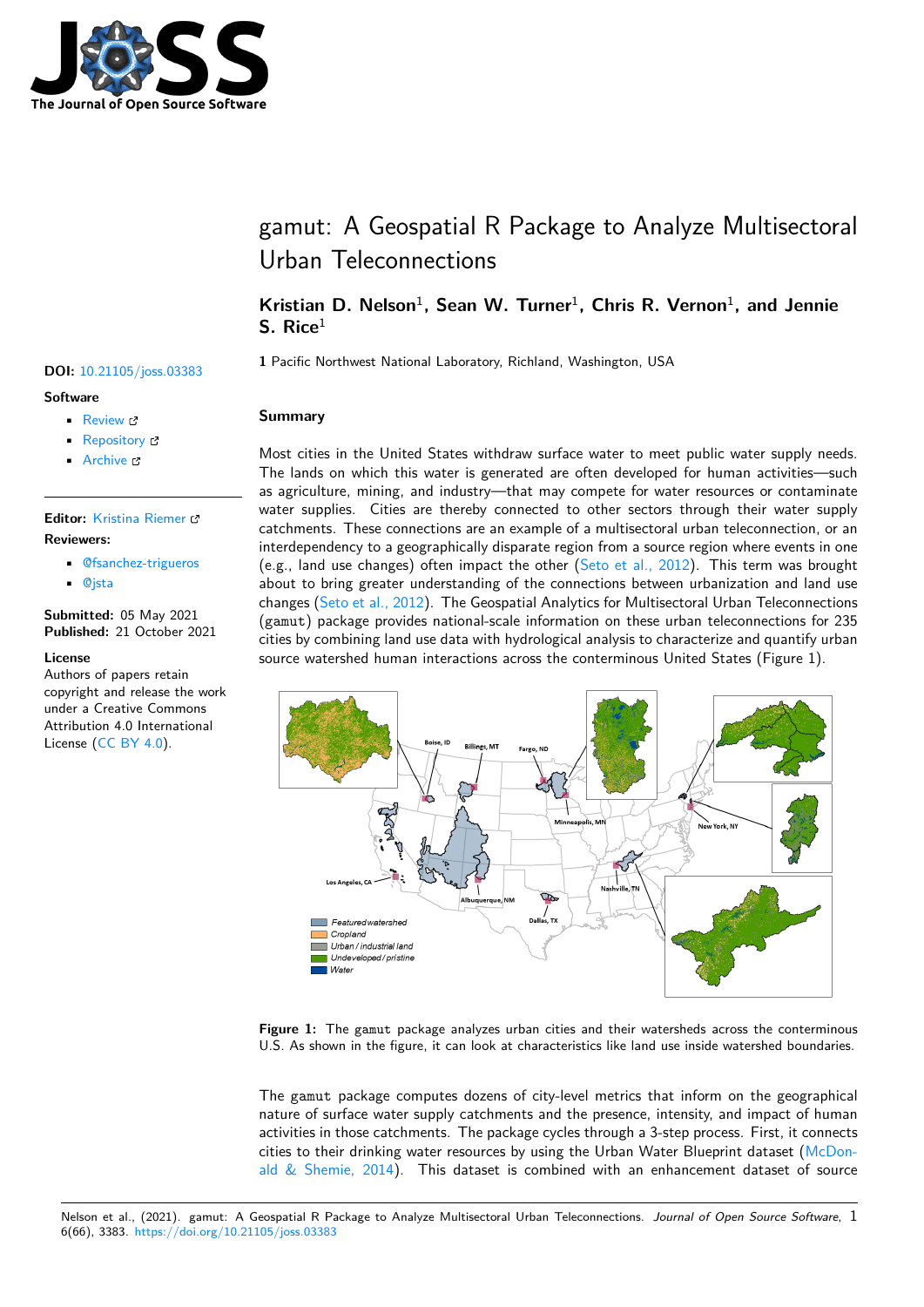# gamut: A Geospatial R Package to Analyze Multisectoral Urban Teleconnections

**Kristian D. Nelson**[1], **Sean W. Turner**[1], **Chris R. Vernon**[1], **and Jennie S. Rice**[1]

**1** Pacific Northwest National Laboratory, Richland, Washington, USA

**DOI:** 10.21105/joss.03383

**Software**

- Review
- Repository
- Archive

**Editor:** Kristina Riemer

**Reviewers:**

- @fsanchez-trigueros
- @jsta

**Submitted:** 05 May 2021
**Published:** 21 October 2021

**License**
Authors of papers retain copyright and release the work under a Creative Commons Attribution 4.0 International License (CC BY 4.0).

## Summary

Most cities in the United States withdraw surface water to meet public water supply needs. The lands on which this water is generated are often developed for human activities—such as agriculture, mining, and industry—that may compete for water resources or contaminate water supplies. Cities are thereby connected to other sectors through their water supply catchments. These connections are an example of a multisectoral urban teleconnection, or an interdependency to a geographically disparate region from a source region where events in one (e.g., land use changes) often impact the other (Seto et al., 2012). This term was brought about to bring greater understanding of the connections between urbanization and land use changes (Seto et al., 2012). The Geospatial Analytics for Multisectoral Urban Teleconnections (`gamut`) package provides national-scale information on these urban teleconnections for 235 cities by combining land use data with hydrological analysis to characterize and quantify urban source watershed human interactions across the conterminous United States (Figure 1).

**Figure 1:** The `gamut` package analyzes urban cities and their watersheds across the conterminous U.S. As shown in the figure, it can look at characteristics like land use inside watershed boundaries.

The `gamut` package computes dozens of city-level metrics that inform on the geographical nature of surface water supply catchments and the presence, intensity, and impact of human activities in those catchments. The package cycles through a 3-step process. First, it connects cities to their drinking water resources by using the Urban Water Blueprint dataset (McDonald & Shemie, 2014). This dataset is combined with an enhancement dataset of source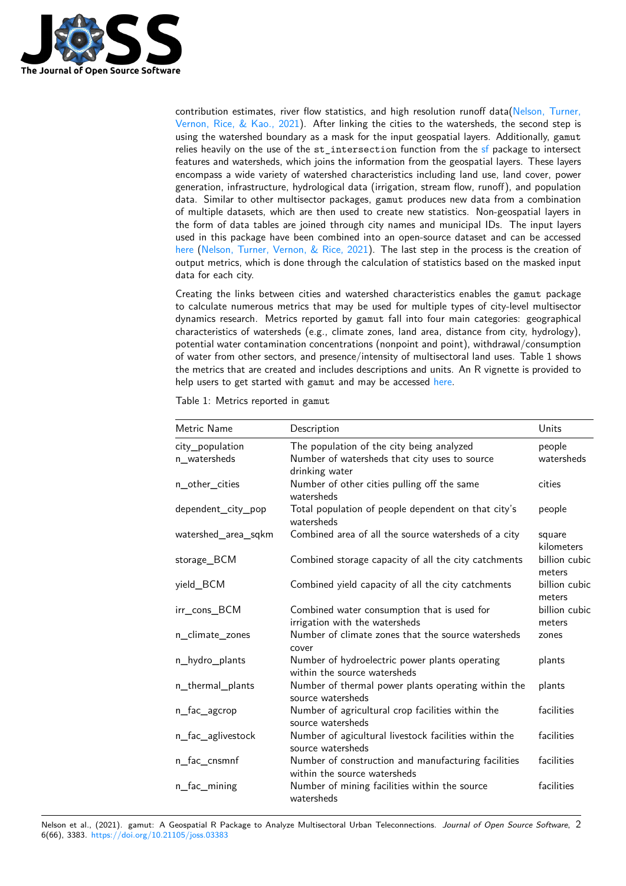contribution estimates, river flow statistics, and high resolution runoff data(Nelson, Turner, Vernon, Rice, & Kao., 2021). After linking the cities to the watersheds, the second step is using the watershed boundary as a mask for the input geospatial layers. Additionally, `gamut` relies heavily on the use of the `st_intersection` function from the sf package to intersect features and watersheds, which joins the information from the geospatial layers. These layers encompass a wide variety of watershed characteristics including land use, land cover, power generation, infrastructure, hydrological data (irrigation, stream flow, runoff), and population data. Similar to other multisector packages, `gamut` produces new data from a combination of multiple datasets, which are then used to create new statistics. Non-geospatial layers in the form of data tables are joined through city names and municipal IDs. The input layers used in this package have been combined into an open-source dataset and can be accessed here (Nelson, Turner, Vernon, & Rice, 2021). The last step in the process is the creation of output metrics, which is done through the calculation of statistics based on the masked input data for each city.

Creating the links between cities and watershed characteristics enables the `gamut` package to calculate numerous metrics that may be used for multiple types of city-level multisector dynamics research. Metrics reported by `gamut` fall into four main categories: geographical characteristics of watersheds (e.g., climate zones, land area, distance from city, hydrology), potential water contamination concentrations (nonpoint and point), withdrawal/consumption of water from other sectors, and presence/intensity of multisectoral land uses. Table 1 shows the metrics that are created and includes descriptions and units. An R vignette is provided to help users to get started with `gamut` and may be accessed here.

Table 1: Metrics reported in `gamut`

| Metric Name | Description | Units |
|---|---|---|
| city_population | The population of the city being analyzed | people |
| n_watersheds | Number of watersheds that city uses to source drinking water | watersheds |
| n_other_cities | Number of other cities pulling off the same watersheds | cities |
| dependent_city_pop | Total population of people dependent on that city's watersheds | people |
| watershed_area_sqkm | Combined area of all the source watersheds of a city | square kilometers |
| storage_BCM | Combined storage capacity of all the city catchments | billion cubic meters |
| yield_BCM | Combined yield capacity of all the city catchments | billion cubic meters |
| irr_cons_BCM | Combined water consumption that is used for irrigation with the watersheds | billion cubic meters |
| n_climate_zones | Number of climate zones that the source watersheds cover | zones |
| n_hydro_plants | Number of hydroelectric power plants operating within the source watersheds | plants |
| n_thermal_plants | Number of thermal power plants operating within the source watersheds | plants |
| n_fac_agcrop | Number of agricultural crop facilities within the source watersheds | facilities |
| n_fac_aglivestock | Number of agicultural livestock facilities within the source watersheds | facilities |
| n_fac_cnsmnf | Number of construction and manufacturing facilities within the source watersheds | facilities |
| n_fac_mining | Number of mining facilities within the source watersheds | facilities |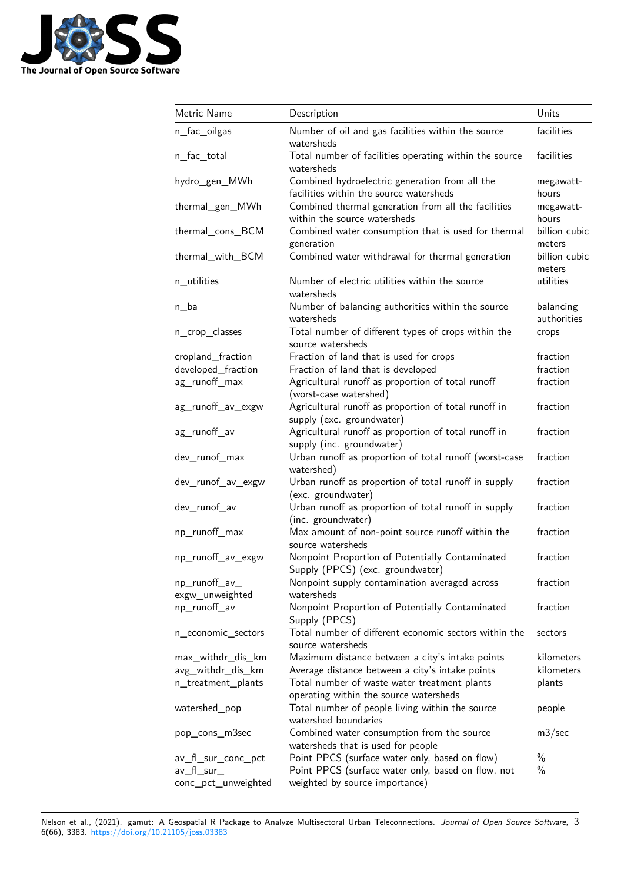| Metric Name | Description | Units |
| --- | --- | --- |
| n_fac_oilgas | Number of oil and gas facilities within the source watersheds | facilities |
| n_fac_total | Total number of facilities operating within the source watersheds | facilities |
| hydro_gen_MWh | Combined hydroelectric generation from all the facilities within the source watersheds | megawatt-hours |
| thermal_gen_MWh | Combined thermal generation from all the facilities within the source watersheds | megawatt-hours |
| thermal_cons_BCM | Combined water consumption that is used for thermal generation | billion cubic meters |
| thermal_with_BCM | Combined water withdrawal for thermal generation | billion cubic meters |
| n_utilities | Number of electric utilities within the source watersheds | utilities |
| n_ba | Number of balancing authorities within the source watersheds | balancing authorities |
| n_crop_classes | Total number of different types of crops within the source watersheds | crops |
| cropland_fraction | Fraction of land that is used for crops | fraction |
| developed_fraction | Fraction of land that is developed | fraction |
| ag_runoff_max | Agricultural runoff as proportion of total runoff (worst-case watershed) | fraction |
| ag_runoff_av_exgw | Agricultural runoff as proportion of total runoff in supply (exc. groundwater) | fraction |
| ag_runoff_av | Agricultural runoff as proportion of total runoff in supply (inc. groundwater) | fraction |
| dev_runof_max | Urban runoff as proportion of total runoff (worst-case watershed) | fraction |
| dev_runof_av_exgw | Urban runoff as proportion of total runoff in supply (exc. groundwater) | fraction |
| dev_runof_av | Urban runoff as proportion of total runoff in supply (inc. groundwater) | fraction |
| np_runoff_max | Max amount of non-point source runoff within the source watersheds | fraction |
| np_runoff_av_exgw | Nonpoint Proportion of Potentially Contaminated Supply (PPCS) (exc. groundwater) | fraction |
| np_runoff_av_exgw_unweighted | Nonpoint supply contamination averaged across watersheds | fraction |
| np_runoff_av | Nonpoint Proportion of Potentially Contaminated Supply (PPCS) | fraction |
| n_economic_sectors | Total number of different economic sectors within the source watersheds | sectors |
| max_withdr_dis_km | Maximum distance between a city's intake points | kilometers |
| avg_withdr_dis_km | Average distance between a city's intake points | kilometers |
| n_treatment_plants | Total number of waste water treatment plants operating within the source watersheds | plants |
| watershed_pop | Total number of people living within the source watershed boundaries | people |
| pop_cons_m3sec | Combined water consumption from the source watersheds that is used for people | m3/sec |
| av_fl_sur_conc_pct | Point PPCS (surface water only, based on flow) | % |
| av_fl_sur_conc_pct_unweighted | Point PPCS (surface water only, based on flow, not weighted by source importance) | % |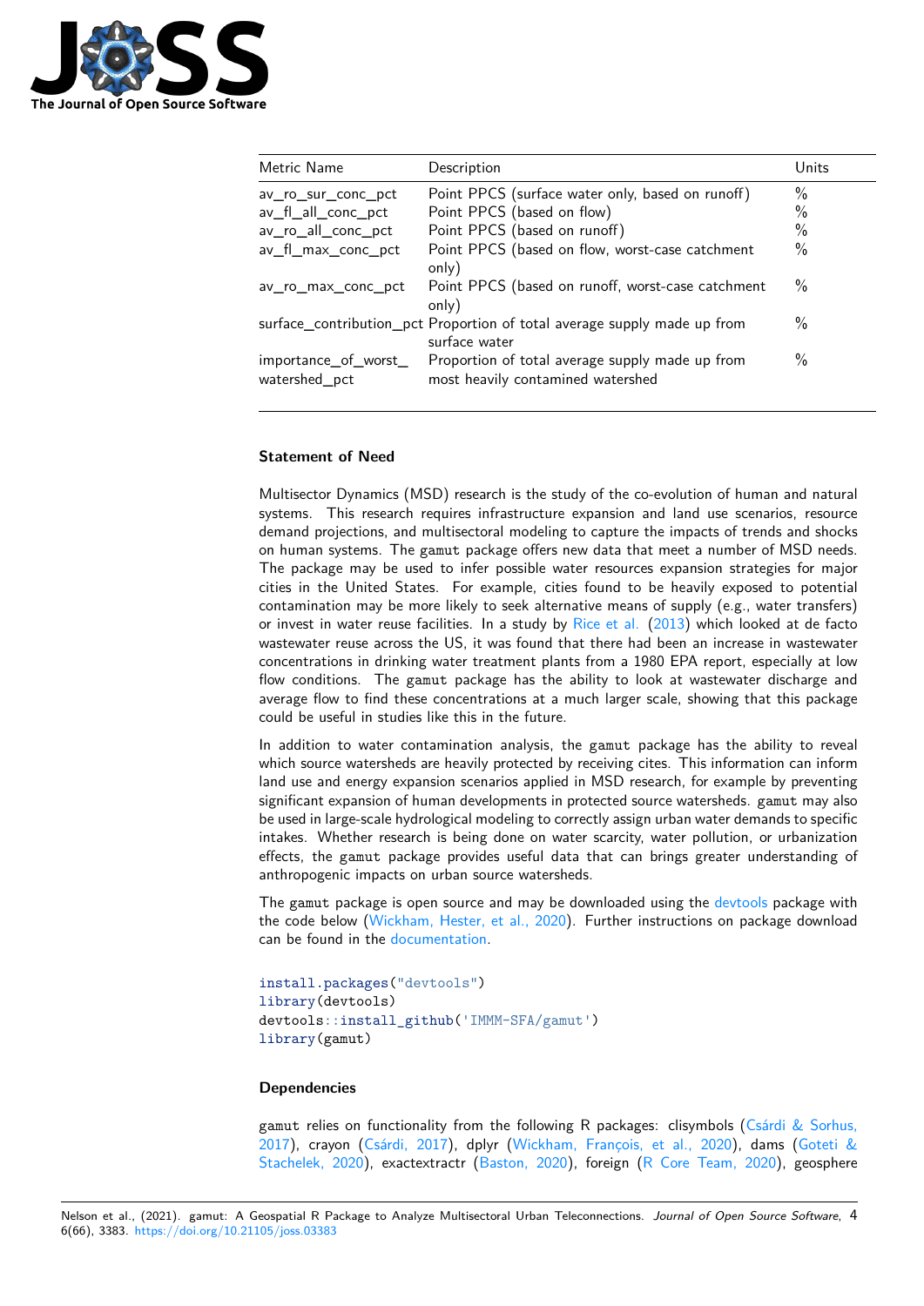| Metric Name | Description | Units |
| --- | --- | --- |
| av_ro_sur_conc_pct | Point PPCS (surface water only, based on runoff) | % |
| av_fl_all_conc_pct | Point PPCS (based on flow) | % |
| av_ro_all_conc_pct | Point PPCS (based on runoff) | % |
| av_fl_max_conc_pct | Point PPCS (based on flow, worst-case catchment only) | % |
| av_ro_max_conc_pct | Point PPCS (based on runoff, worst-case catchment only) | % |
| surface_contribution_pct | Proportion of total average supply made up from surface water | % |
| importance_of_worst_watershed_pct | Proportion of total average supply made up from most heavily contamined watershed | % |

### Statement of Need

Multisector Dynamics (MSD) research is the study of the co-evolution of human and natural systems. This research requires infrastructure expansion and land use scenarios, resource demand projections, and multisectoral modeling to capture the impacts of trends and shocks on human systems. The `gamut` package offers new data that meet a number of MSD needs. The package may be used to infer possible water resources expansion strategies for major cities in the United States. For example, cities found to be heavily exposed to potential contamination may be more likely to seek alternative means of supply (e.g., water transfers) or invest in water reuse facilities. In a study by Rice et al. (2013) which looked at de facto wastewater reuse across the US, it was found that there had been an increase in wastewater concentrations in drinking water treatment plants from a 1980 EPA report, especially at low flow conditions. The `gamut` package has the ability to look at wastewater discharge and average flow to find these concentrations at a much larger scale, showing that this package could be useful in studies like this in the future.

In addition to water contamination analysis, the `gamut` package has the ability to reveal which source watersheds are heavily protected by receiving cites. This information can inform land use and energy expansion scenarios applied in MSD research, for example by preventing significant expansion of human developments in protected source watersheds. `gamut` may also be used in large-scale hydrological modeling to correctly assign urban water demands to specific intakes. Whether research is being done on water scarcity, water pollution, or urbanization effects, the `gamut` package provides useful data that can brings greater understanding of anthropogenic impacts on urban source watersheds.

The `gamut` package is open source and may be downloaded using the devtools package with the code below (Wickham, Hester, et al., 2020). Further instructions on package download can be found in the documentation.

```
install.packages("devtools")
library(devtools)
devtools::install_github('IMMM-SFA/gamut')
library(gamut)
```

### Dependencies

`gamut` relies on functionality from the following R packages: clisymbols (Csárdi & Sorhus, 2017), crayon (Csárdi, 2017), dplyr (Wickham, François, et al., 2020), dams (Goteti & Stachelek, 2020), exactextractr (Baston, 2020), foreign (R Core Team, 2020), geosphere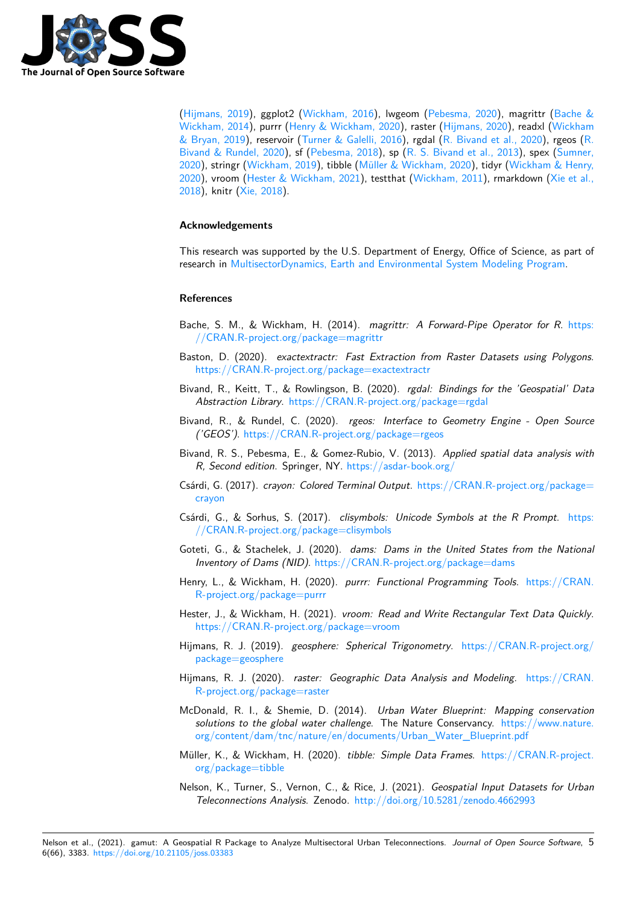(Hijmans, 2019), ggplot2 (Wickham, 2016), lwgeom (Pebesma, 2020), magrittr (Bache & Wickham, 2014), purrr (Henry & Wickham, 2020), raster (Hijmans, 2020), readxl (Wickham & Bryan, 2019), reservoir (Turner & Galelli, 2016), rgdal (R. Bivand et al., 2020), rgeos (R. Bivand & Rundel, 2020), sf (Pebesma, 2018), sp (R. S. Bivand et al., 2013), spex (Sumner, 2020), stringr (Wickham, 2019), tibble (Müller & Wickham, 2020), tidyr (Wickham & Henry, 2020), vroom (Hester & Wickham, 2021), testthat (Wickham, 2011), rmarkdown (Xie et al., 2018), knitr (Xie, 2018).

## Acknowledgements

This research was supported by the U.S. Department of Energy, Office of Science, as part of research in MultisectorDynamics, Earth and Environmental System Modeling Program.

## References

Bache, S. M., & Wickham, H. (2014). *magrittr: A Forward-Pipe Operator for R*. https://CRAN.R-project.org/package=magrittr

Baston, D. (2020). *exactextractr: Fast Extraction from Raster Datasets using Polygons*. https://CRAN.R-project.org/package=exactextractr

Bivand, R., Keitt, T., & Rowlingson, B. (2020). *rgdal: Bindings for the 'Geospatial' Data Abstraction Library*. https://CRAN.R-project.org/package=rgdal

Bivand, R., & Rundel, C. (2020). *rgeos: Interface to Geometry Engine - Open Source ('GEOS')*. https://CRAN.R-project.org/package=rgeos

Bivand, R. S., Pebesma, E., & Gomez-Rubio, V. (2013). *Applied spatial data analysis with R, Second edition*. Springer, NY. https://asdar-book.org/

Csárdi, G. (2017). *crayon: Colored Terminal Output*. https://CRAN.R-project.org/package=crayon

Csárdi, G., & Sorhus, S. (2017). *clisymbols: Unicode Symbols at the R Prompt*. https://CRAN.R-project.org/package=clisymbols

Goteti, G., & Stachelek, J. (2020). *dams: Dams in the United States from the National Inventory of Dams (NID)*. https://CRAN.R-project.org/package=dams

Henry, L., & Wickham, H. (2020). *purrr: Functional Programming Tools*. https://CRAN.R-project.org/package=purrr

Hester, J., & Wickham, H. (2021). *vroom: Read and Write Rectangular Text Data Quickly*. https://CRAN.R-project.org/package=vroom

Hijmans, R. J. (2019). *geosphere: Spherical Trigonometry*. https://CRAN.R-project.org/package=geosphere

Hijmans, R. J. (2020). *raster: Geographic Data Analysis and Modeling*. https://CRAN.R-project.org/package=raster

McDonald, R. I., & Shemie, D. (2014). *Urban Water Blueprint: Mapping conservation solutions to the global water challenge*. The Nature Conservancy. https://www.nature.org/content/dam/tnc/nature/en/documents/Urban_Water_Blueprint.pdf

Müller, K., & Wickham, H. (2020). *tibble: Simple Data Frames*. https://CRAN.R-project.org/package=tibble

Nelson, K., Turner, S., Vernon, C., & Rice, J. (2021). *Geospatial Input Datasets for Urban Teleconnections Analysis*. Zenodo. http://doi.org/10.5281/zenodo.4662993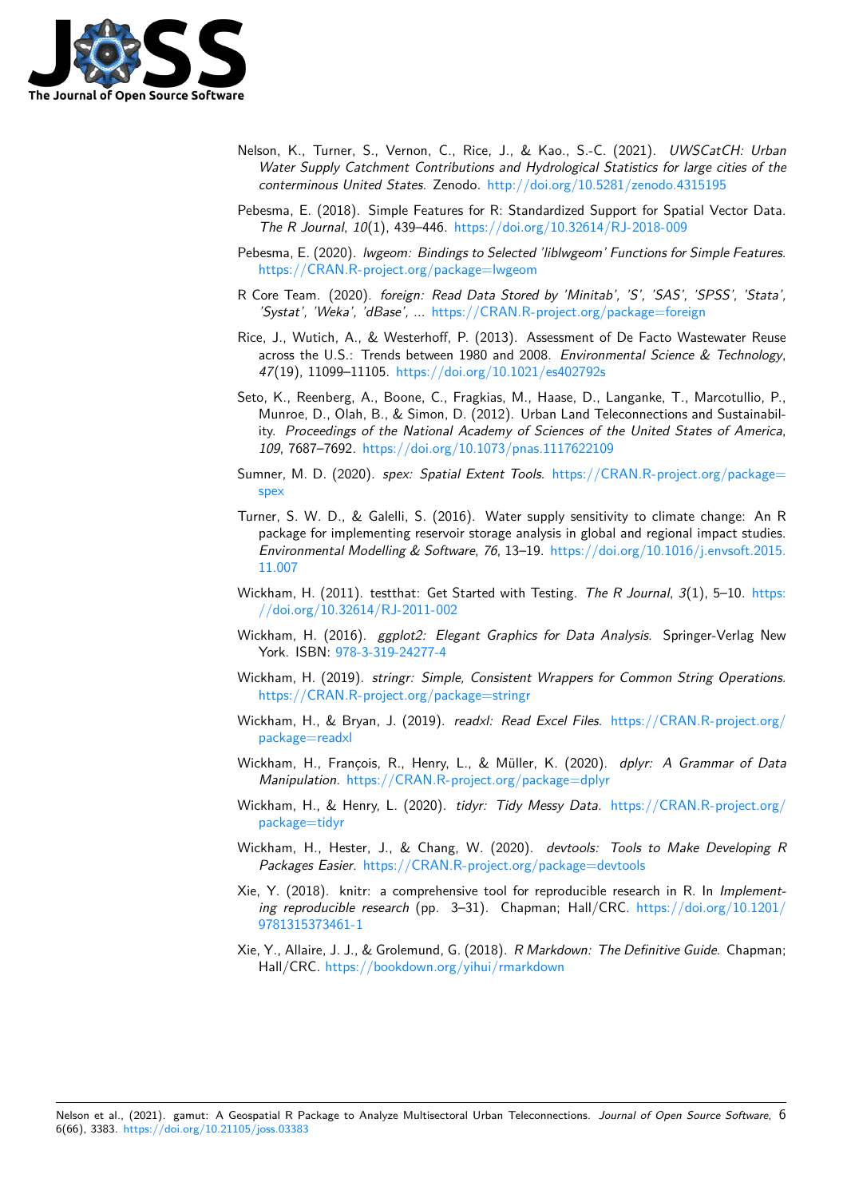Nelson, K., Turner, S., Vernon, C., Rice, J., & Kao., S.-C. (2021). *UWSCatCH: Urban Water Supply Catchment Contributions and Hydrological Statistics for large cities of the conterminous United States*. Zenodo. http://doi.org/10.5281/zenodo.4315195

Pebesma, E. (2018). Simple Features for R: Standardized Support for Spatial Vector Data. *The R Journal*, *10*(1), 439–446. https://doi.org/10.32614/RJ-2018-009

Pebesma, E. (2020). *lwgeom: Bindings to Selected 'liblwgeom' Functions for Simple Features*. https://CRAN.R-project.org/package=lwgeom

R Core Team. (2020). *foreign: Read Data Stored by 'Minitab', 'S', 'SAS', 'SPSS', 'Stata', 'Systat', 'Weka', 'dBase', ...* https://CRAN.R-project.org/package=foreign

Rice, J., Wutich, A., & Westerhoff, P. (2013). Assessment of De Facto Wastewater Reuse across the U.S.: Trends between 1980 and 2008. *Environmental Science & Technology*, *47*(19), 11099–11105. https://doi.org/10.1021/es402792s

Seto, K., Reenberg, A., Boone, C., Fragkias, M., Haase, D., Langanke, T., Marcotullio, P., Munroe, D., Olah, B., & Simon, D. (2012). Urban Land Teleconnections and Sustainability. *Proceedings of the National Academy of Sciences of the United States of America*, *109*, 7687–7692. https://doi.org/10.1073/pnas.1117622109

Sumner, M. D. (2020). *spex: Spatial Extent Tools*. https://CRAN.R-project.org/package=spex

Turner, S. W. D., & Galelli, S. (2016). Water supply sensitivity to climate change: An R package for implementing reservoir storage analysis in global and regional impact studies. *Environmental Modelling & Software*, *76*, 13–19. https://doi.org/10.1016/j.envsoft.2015.11.007

Wickham, H. (2011). testthat: Get Started with Testing. *The R Journal*, *3*(1), 5–10. https://doi.org/10.32614/RJ-2011-002

Wickham, H. (2016). *ggplot2: Elegant Graphics for Data Analysis*. Springer-Verlag New York. ISBN: 978-3-319-24277-4

Wickham, H. (2019). *stringr: Simple, Consistent Wrappers for Common String Operations*. https://CRAN.R-project.org/package=stringr

Wickham, H., & Bryan, J. (2019). *readxl: Read Excel Files*. https://CRAN.R-project.org/package=readxl

Wickham, H., François, R., Henry, L., & Müller, K. (2020). *dplyr: A Grammar of Data Manipulation*. https://CRAN.R-project.org/package=dplyr

Wickham, H., & Henry, L. (2020). *tidyr: Tidy Messy Data*. https://CRAN.R-project.org/package=tidyr

Wickham, H., Hester, J., & Chang, W. (2020). *devtools: Tools to Make Developing R Packages Easier*. https://CRAN.R-project.org/package=devtools

Xie, Y. (2018). knitr: a comprehensive tool for reproducible research in R. In *Implementing reproducible research* (pp. 3–31). Chapman; Hall/CRC. https://doi.org/10.1201/9781315373461-1

Xie, Y., Allaire, J. J., & Grolemund, G. (2018). *R Markdown: The Definitive Guide*. Chapman; Hall/CRC. https://bookdown.org/yihui/rmarkdown